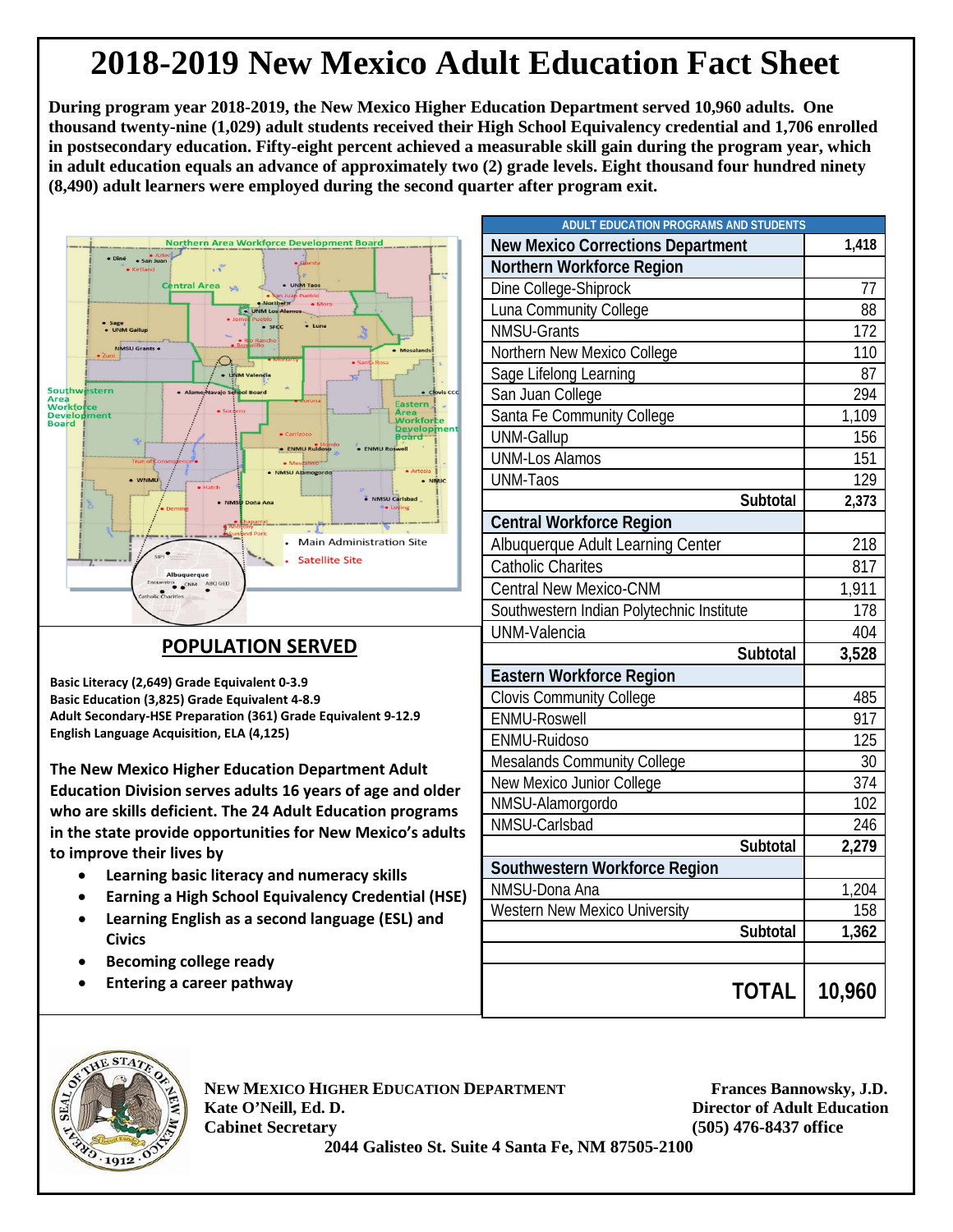# 2018-2019 New Mexico Adult Education Fact Sheet

**During program year 2018-2019, the New Mexico Higher Education Department served 10,960 adults. One thousand twenty-nine (1,029) adult students received their High School Equivalency credential and 1,706 enrolled in postsecondary education. Fifty-eight percent achieved a measurable skill gain during the program year, which in adult education equals an advance of approximately two (2) grade levels. Eight thousand four hundred ninety (8,490) adult learners were employed during the second quarter after program exit.**

| ADULT EDUCATION PROGRAMS AND STUDENTS | |
|---|---|
| **New Mexico Corrections Department** | **1,418** |
| **Northern Workforce Region** | |
| Dine College-Shiprock | 77 |
| Luna Community College | 88 |
| NMSU-Grants | 172 |
| Northern New Mexico College | 110 |
| Sage Lifelong Learning | 87 |
| San Juan College | 294 |
| Santa Fe Community College | 1,109 |
| UNM-Gallup | 156 |
| UNM-Los Alamos | 151 |
| UNM-Taos | 129 |
| **Subtotal** | **2,373** |
| **Central Workforce Region** | |
| Albuquerque Adult Learning Center | 218 |
| Catholic Charites | 817 |
| Central New Mexico-CNM | 1,911 |
| Southwestern Indian Polytechnic Institute | 178 |
| UNM-Valencia | 404 |
| **Subtotal** | **3,528** |
| **Eastern Workforce Region** | |
| Clovis Community College | 485 |
| ENMU-Roswell | 917 |
| ENMU-Ruidoso | 125 |
| Mesalands Community College | 30 |
| New Mexico Junior College | 374 |
| NMSU-Alamorgordo | 102 |
| NMSU-Carlsbad | 246 |
| **Subtotal** | **2,279** |
| **Southwestern Workforce Region** | |
| NMSU-Dona Ana | 1,204 |
| Western New Mexico University | 158 |
| **Subtotal** | **1,362** |
| | |
| **TOTAL** | **10,960** |

## POPULATION SERVED

**Basic Literacy (2,649) Grade Equivalent 0-3.9**
**Basic Education (3,825) Grade Equivalent 4-8.9**
**Adult Secondary-HSE Preparation (361) Grade Equivalent 9-12.9**
**English Language Acquisition, ELA (4,125)**

**The New Mexico Higher Education Department Adult Education Division serves adults 16 years of age and older who are skills deficient. The 24 Adult Education programs in the state provide opportunities for New Mexico's adults to improve their lives by**

- **Learning basic literacy and numeracy skills**
- **Earning a High School Equivalency Credential (HSE)**
- **Learning English as a second language (ESL) and Civics**
- **Becoming college ready**
- **Entering a career pathway**

**NEW MEXICO HIGHER EDUCATION DEPARTMENT**
**Kate O'Neill, Ed. D.**
**Cabinet Secretary**

**Frances Bannowsky, J.D.**
**Director of Adult Education**
**(505) 476-8437 office**

**2044 Galisteo St. Suite 4 Santa Fe, NM 87505-2100**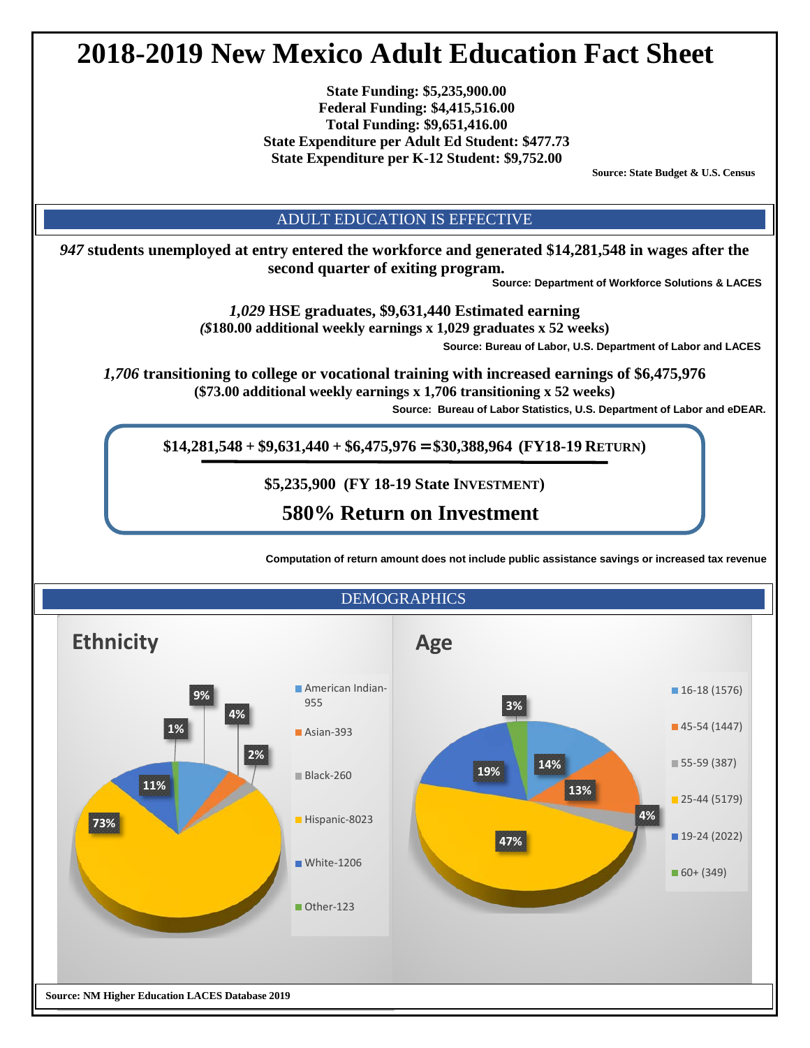# 2018-2019 New Mexico Adult Education Fact Sheet

**State Funding: $5,235,900.00**
**Federal Funding: $4,415,516.00**
**Total Funding: $9,651,416.00**
**State Expenditure per Adult Ed Student: $477.73**
**State Expenditure per K-12 Student: $9,752.00**

**Source: State Budget & U.S. Census**

## ADULT EDUCATION IS EFFECTIVE

***947*** **students unemployed at entry entered the workforce and generated $14,281,548 in wages after the second quarter of exiting program.**

**Source: Department of Workforce Solutions & LACES**

***1,029*** **HSE graduates, $9,631,440 Estimated earning**
**(*$*180.00 additional weekly earnings x 1,029 graduates x 52 weeks)**

**Source: Bureau of Labor, U.S. Department of Labor and LACES**

***1,706*** **transitioning to college or vocational training with increased earnings of $6,475,976**
**($73.00 additional weekly earnings x 1,706 transitioning x 52 weeks)**

**Source: Bureau of Labor Statistics, U.S. Department of Labor and eDEAR.**

**$14,281,548 + $9,631,440 + $6,475,976 = $30,388,964 (FY18-19 RETURN)**

**$5,235,900 (FY 18-19 State INVESTMENT)**

**580% Return on Investment**

**Computation of return amount does not include public assistance savings or increased tax revenue**

## DEMOGRAPHICS

Ethnicity

9%
4%
1%
2%
11%
73%

American Indian-955
Asian-393
Black-260
Hispanic-8023
White-1206
Other-123

Age

3%
14%
19%
13%
4%
47%

16-18 (1576)
45-54 (1447)
55-59 (387)
25-44 (5179)
19-24 (2022)
60+ (349)

**Source: NM Higher Education LACES Database 2019**